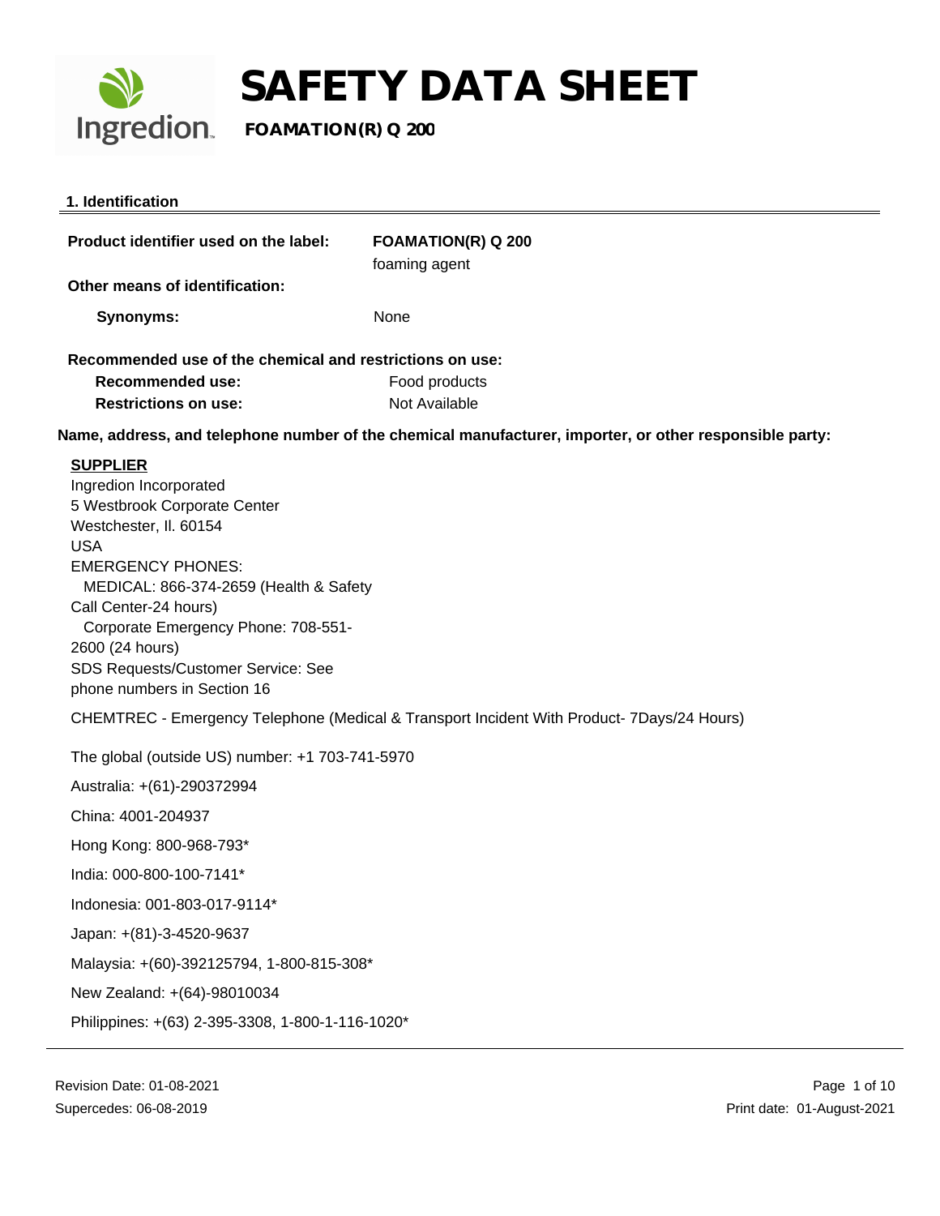# SAFETY DATA SHEET

**FOAMATION(R) Q 200**

## 1. Identification

**Product identifier used on the label:** **FOAMATION(R) Q 200**
foaming agent

**Other means of identification:**

**Synonyms:** None

**Recommended use of the chemical and restrictions on use:**

**Recommended use:** Food products

**Restrictions on use:** Not Available

**Name, address, and telephone number of the chemical manufacturer, importer, or other responsible party:**

**SUPPLIER**

Ingredion Incorporated
5 Westbrook Corporate Center
Westchester, Il. 60154
USA
EMERGENCY PHONES:
MEDICAL: 866-374-2659 (Health & Safety Call Center-24 hours)
Corporate Emergency Phone: 708-551-2600 (24 hours)
SDS Requests/Customer Service: See phone numbers in Section 16

CHEMTREC - Emergency Telephone (Medical & Transport Incident With Product- 7Days/24 Hours)

The global (outside US) number: +1 703-741-5970

Australia: +(61)-290372994

China: 4001-204937

Hong Kong: 800-968-793*

India: 000-800-100-7141*

Indonesia: 001-803-017-9114*

Japan: +(81)-3-4520-9637

Malaysia: +(60)-392125794, 1-800-815-308*

New Zealand: +(64)-98010034

Philippines: +(63) 2-395-3308, 1-800-1-116-1020*

Revision Date: 01-08-2021
Supercedes: 06-08-2019

Print date: 01-August-2021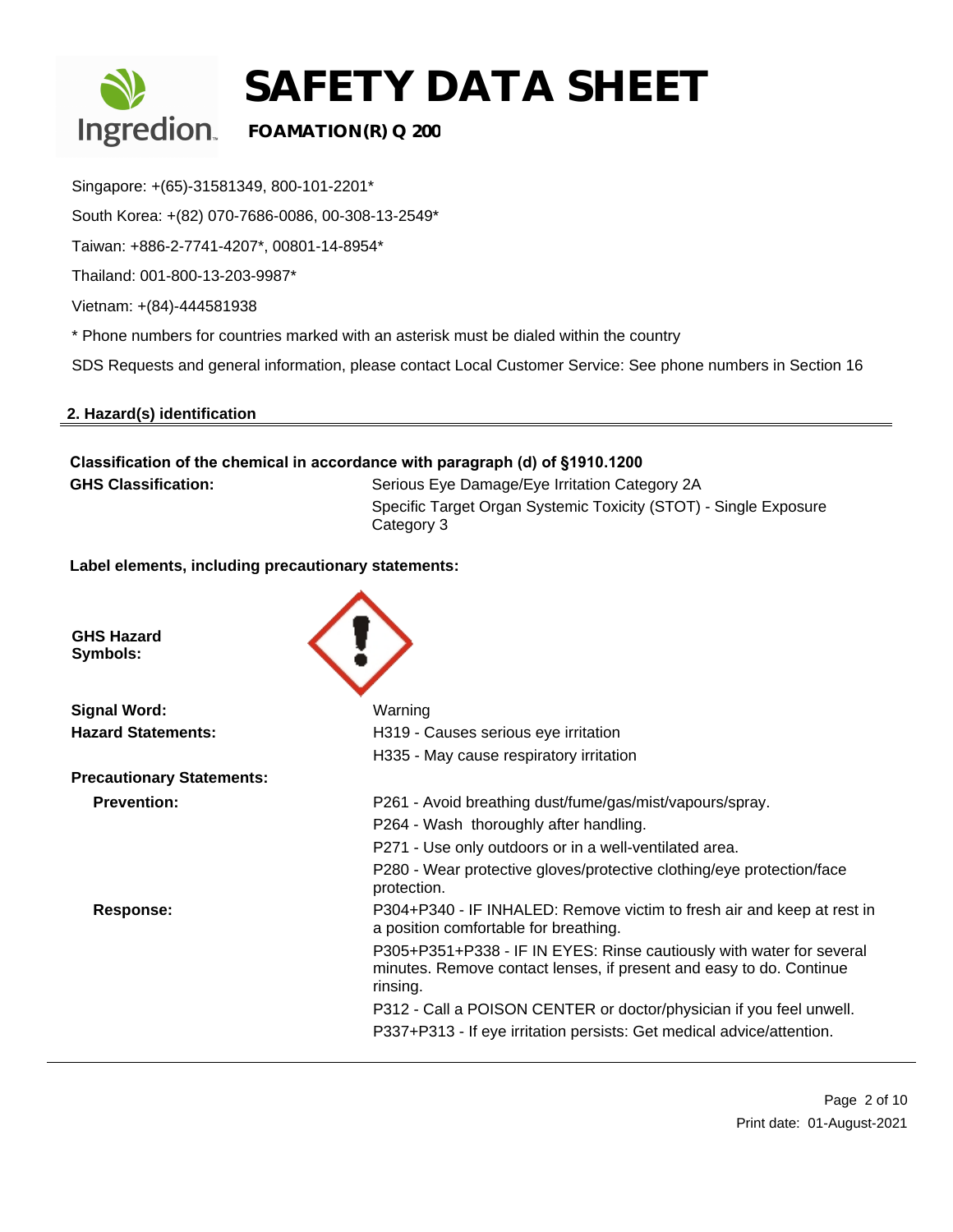Singapore: +(65)-31581349, 800-101-2201*

South Korea: +(82) 070-7686-0086, 00-308-13-2549*

Taiwan: +886-2-7741-4207*, 00801-14-8954*

Thailand: 001-800-13-203-9987*

Vietnam: +(84)-444581938

* Phone numbers for countries marked with an asterisk must be dialed within the country

SDS Requests and general information, please contact Local Customer Service: See phone numbers in Section 16

## 2. Hazard(s) identification

**Classification of the chemical in accordance with paragraph (d) of §1910.1200**

**GHS Classification:** Serious Eye Damage/Eye Irritation Category 2A
Specific Target Organ Systemic Toxicity (STOT) - Single Exposure Category 3

**Label elements, including precautionary statements:**

**GHS Hazard Symbols:**

**Signal Word:** Warning

**Hazard Statements:**
- H319 - Causes serious eye irritation
- H335 - May cause respiratory irritation

**Precautionary Statements:**

**Prevention:**
- P261 - Avoid breathing dust/fume/gas/mist/vapours/spray.
- P264 - Wash thoroughly after handling.
- P271 - Use only outdoors or in a well-ventilated area.
- P280 - Wear protective gloves/protective clothing/eye protection/face protection.

**Response:**
- P304+P340 - IF INHALED: Remove victim to fresh air and keep at rest in a position comfortable for breathing.
- P305+P351+P338 - IF IN EYES: Rinse cautiously with water for several minutes. Remove contact lenses, if present and easy to do. Continue rinsing.
- P312 - Call a POISON CENTER or doctor/physician if you feel unwell.
- P337+P313 - If eye irritation persists: Get medical advice/attention.

Print date: 01-August-2021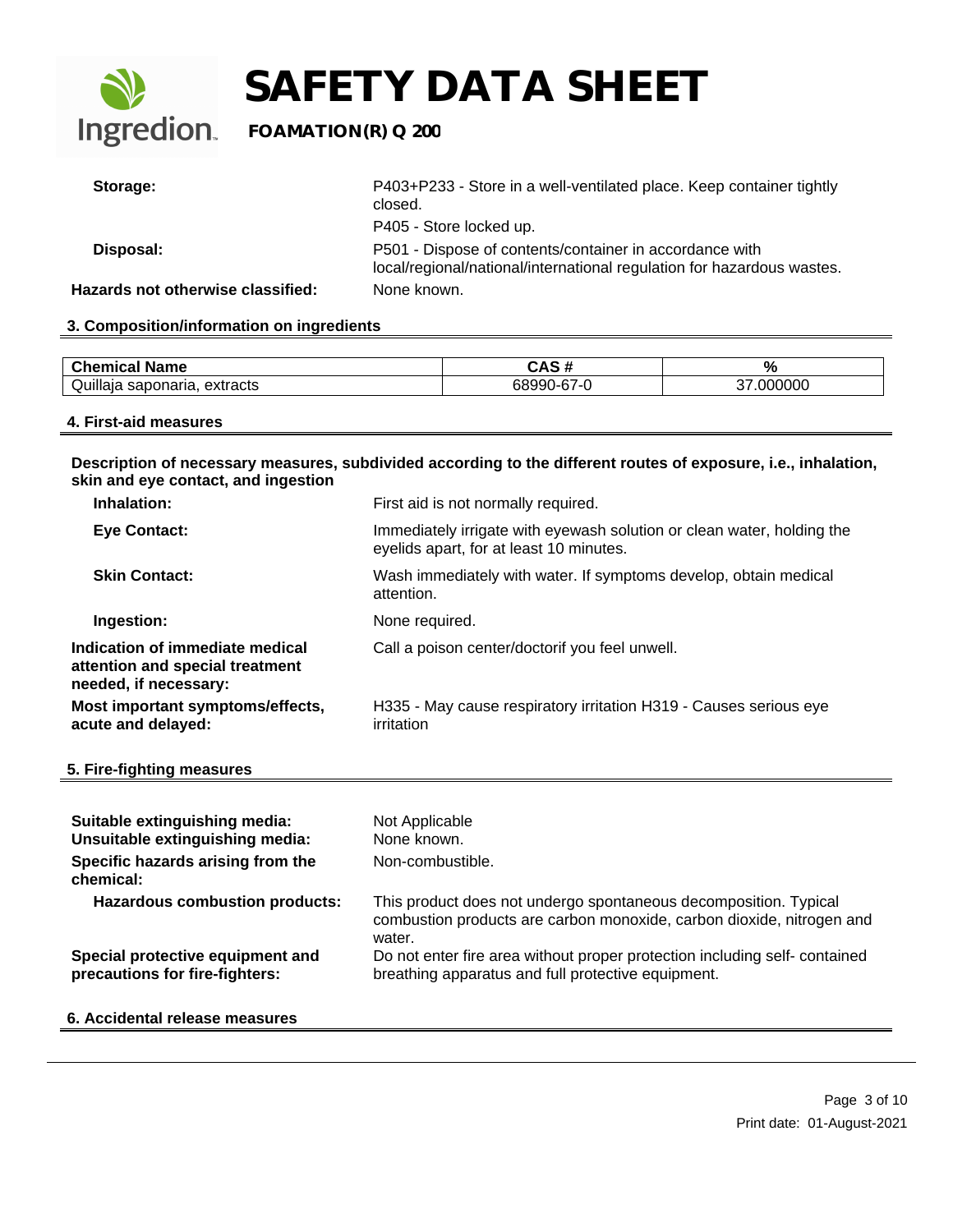**Storage:** P403+P233 - Store in a well-ventilated place. Keep container tightly closed.

P405 - Store locked up.

**Disposal:** P501 - Dispose of contents/container in accordance with local/regional/national/international regulation for hazardous wastes.

**Hazards not otherwise classified:** None known.

## 3. Composition/information on ingredients

| Chemical Name | CAS # | % |
|---|---|---|
| Quillaja saponaria, extracts | 68990-67-0 | 37.000000 |

## 4. First-aid measures

**Description of necessary measures, subdivided according to the different routes of exposure, i.e., inhalation, skin and eye contact, and ingestion**

**Inhalation:** First aid is not normally required.

**Eye Contact:** Immediately irrigate with eyewash solution or clean water, holding the eyelids apart, for at least 10 minutes.

**Skin Contact:** Wash immediately with water. If symptoms develop, obtain medical attention.

**Ingestion:** None required.

**Indication of immediate medical attention and special treatment needed, if necessary:** Call a poison center/doctorif you feel unwell.

**Most important symptoms/effects, acute and delayed:** H335 - May cause respiratory irritation H319 - Causes serious eye irritation

## 5. Fire-fighting measures

**Suitable extinguishing media:** Not Applicable

**Unsuitable extinguishing media:** None known.

**Specific hazards arising from the chemical:** Non-combustible.

**Hazardous combustion products:** This product does not undergo spontaneous decomposition. Typical combustion products are carbon monoxide, carbon dioxide, nitrogen and water.

**Special protective equipment and precautions for fire-fighters:** Do not enter fire area without proper protection including self- contained breathing apparatus and full protective equipment.

## 6. Accidental release measures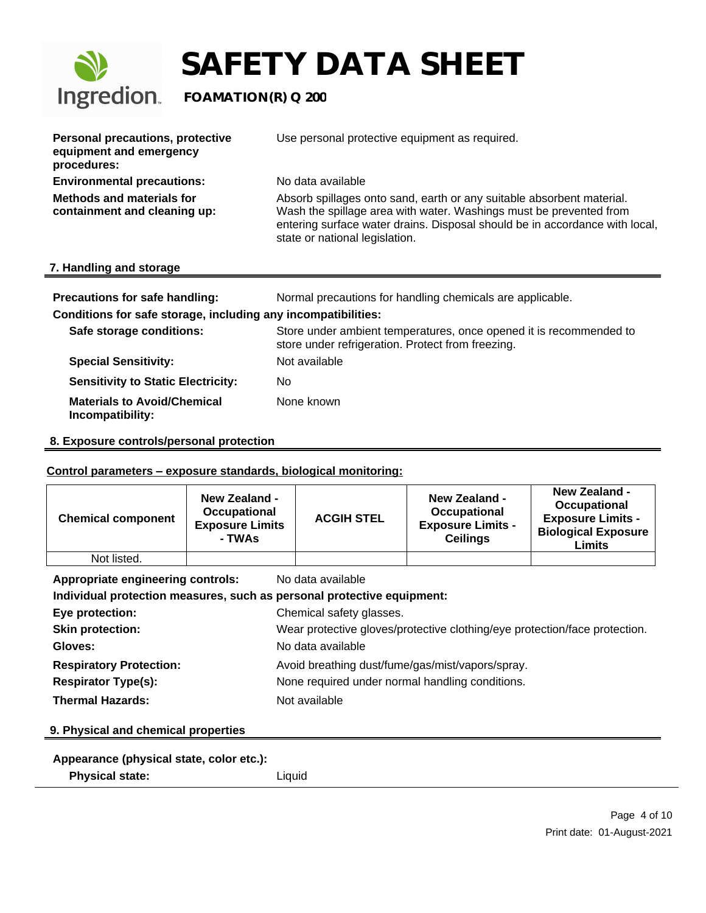| | |
|---|---|
| **Personal precautions, protective equipment and emergency procedures:** | Use personal protective equipment as required. |
| **Environmental precautions:** | No data available |
| **Methods and materials for containment and cleaning up:** | Absorb spillages onto sand, earth or any suitable absorbent material. Wash the spillage area with water. Washings must be prevented from entering surface water drains. Disposal should be in accordance with local, state or national legislation. |

## 7. Handling and storage

**Precautions for safe handling:** Normal precautions for handling chemicals are applicable.

**Conditions for safe storage, including any incompatibilities:**

| | |
|---|---|
| **Safe storage conditions:** | Store under ambient temperatures, once opened it is recommended to store under refrigeration. Protect from freezing. |
| **Special Sensitivity:** | Not available |
| **Sensitivity to Static Electricity:** | No |
| **Materials to Avoid/Chemical Incompatibility:** | None known |

## 8. Exposure controls/personal protection

**Control parameters – exposure standards, biological monitoring:**

| Chemical component | New Zealand - Occupational Exposure Limits - TWAs | ACGIH STEL | New Zealand - Occupational Exposure Limits - Ceilings | New Zealand - Occupational Exposure Limits - Biological Exposure Limits |
|---|---|---|---|---|
| Not listed. | | | | |

**Appropriate engineering controls:** No data available

**Individual protection measures, such as personal protective equipment:**

| | |
|---|---|
| **Eye protection:** | Chemical safety glasses. |
| **Skin protection:** | Wear protective gloves/protective clothing/eye protection/face protection. |
| **Gloves:** | No data available |
| **Respiratory Protection:** | Avoid breathing dust/fume/gas/mist/vapors/spray. |
| **Respirator Type(s):** | None required under normal handling conditions. |
| **Thermal Hazards:** | Not available |

## 9. Physical and chemical properties

**Appearance (physical state, color etc.):**

**Physical state:** Liquid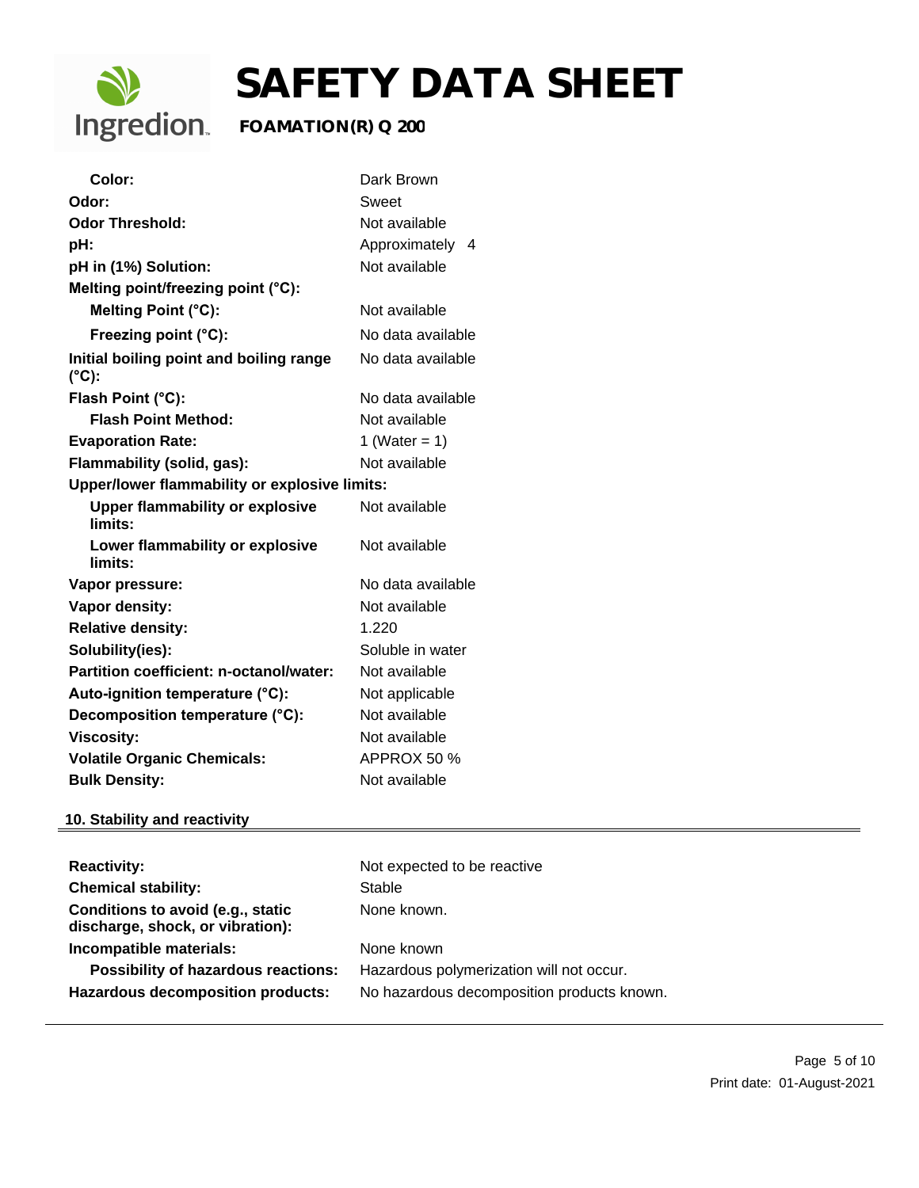| Property | Value |
| --- | --- |
| **Color:** | Dark Brown |
| **Odor:** | Sweet |
| **Odor Threshold:** | Not available |
| **pH:** | Approximately 4 |
| **pH in (1%) Solution:** | Not available |
| **Melting point/freezing point (°C):** | |
| **Melting Point (°C):** | Not available |
| **Freezing point (°C):** | No data available |
| **Initial boiling point and boiling range (°C):** | No data available |
| **Flash Point (°C):** | No data available |
| **Flash Point Method:** | Not available |
| **Evaporation Rate:** | 1 (Water = 1) |
| **Flammability (solid, gas):** | Not available |
| **Upper/lower flammability or explosive limits:** | |
| **Upper flammability or explosive limits:** | Not available |
| **Lower flammability or explosive limits:** | Not available |
| **Vapor pressure:** | No data available |
| **Vapor density:** | Not available |
| **Relative density:** | 1.220 |
| **Solubility(ies):** | Soluble in water |
| **Partition coefficient: n-octanol/water:** | Not available |
| **Auto-ignition temperature (°C):** | Not applicable |
| **Decomposition temperature (°C):** | Not available |
| **Viscosity:** | Not available |
| **Volatile Organic Chemicals:** | APPROX 50 % |
| **Bulk Density:** | Not available |

## 10. Stability and reactivity

| Property | Value |
| --- | --- |
| **Reactivity:** | Not expected to be reactive |
| **Chemical stability:** | Stable |
| **Conditions to avoid (e.g., static discharge, shock, or vibration):** | None known. |
| **Incompatible materials:** | None known |
| **Possibility of hazardous reactions:** | Hazardous polymerization will not occur. |
| **Hazardous decomposition products:** | No hazardous decomposition products known. |

Print date: 01-August-2021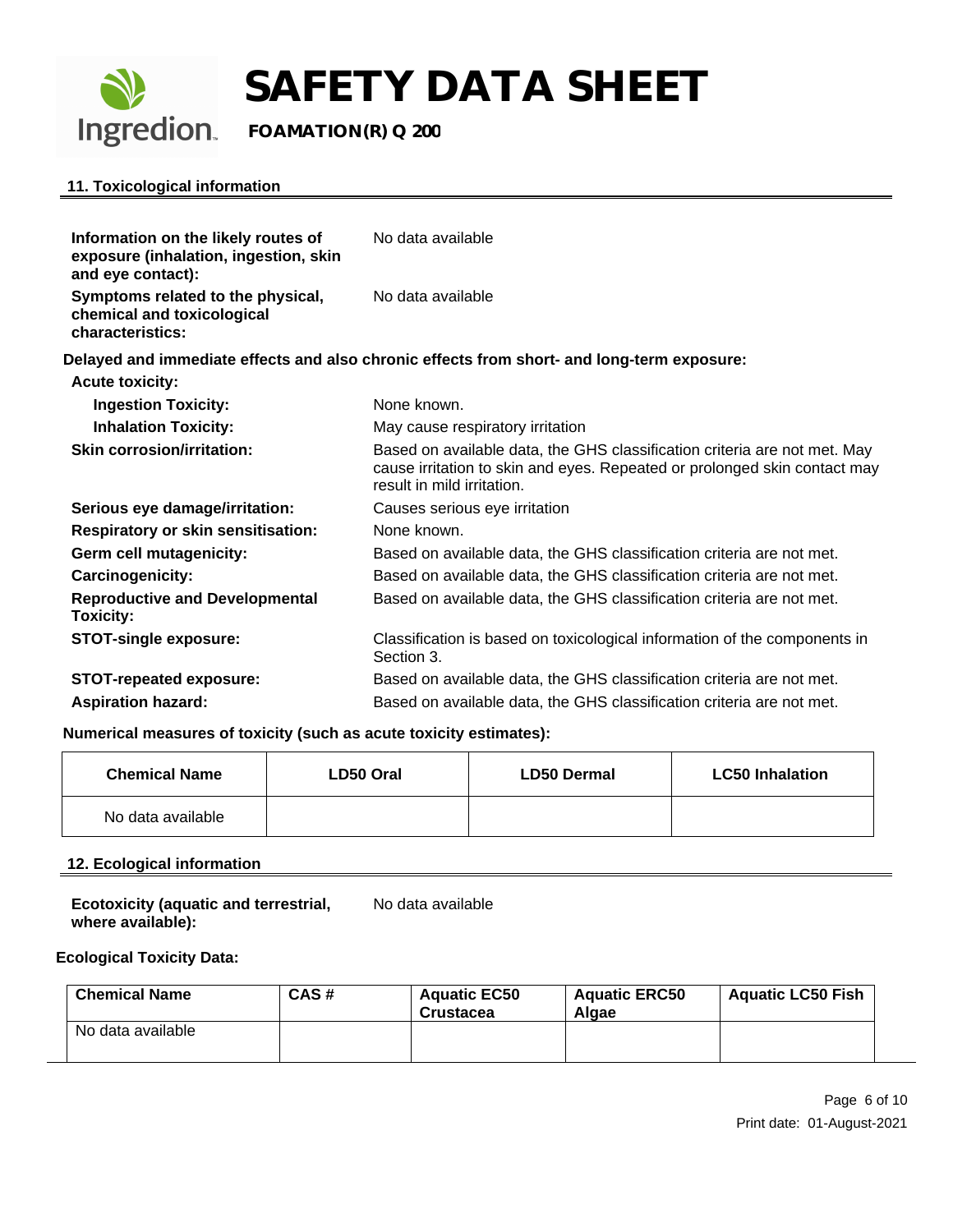## 11. Toxicological information

**Information on the likely routes of exposure (inhalation, ingestion, skin and eye contact):** No data available

**Symptoms related to the physical, chemical and toxicological characteristics:** No data available

**Delayed and immediate effects and also chronic effects from short- and long-term exposure:**

**Acute toxicity:**

**Ingestion Toxicity:** None known.

**Inhalation Toxicity:** May cause respiratory irritation

**Skin corrosion/irritation:** Based on available data, the GHS classification criteria are not met. May cause irritation to skin and eyes. Repeated or prolonged skin contact may result in mild irritation.

**Serious eye damage/irritation:** Causes serious eye irritation

**Respiratory or skin sensitisation:** None known.

**Germ cell mutagenicity:** Based on available data, the GHS classification criteria are not met.

**Carcinogenicity:** Based on available data, the GHS classification criteria are not met.

**Reproductive and Developmental Toxicity:** Based on available data, the GHS classification criteria are not met.

**STOT-single exposure:** Classification is based on toxicological information of the components in Section 3.

**STOT-repeated exposure:** Based on available data, the GHS classification criteria are not met.

**Aspiration hazard:** Based on available data, the GHS classification criteria are not met.

**Numerical measures of toxicity (such as acute toxicity estimates):**

| Chemical Name | LD50 Oral | LD50 Dermal | LC50 Inhalation |
|---|---|---|---|
| No data available | | | |

## 12. Ecological information

**Ecotoxicity (aquatic and terrestrial, where available):** No data available

**Ecological Toxicity Data:**

| Chemical Name | CAS # | Aquatic EC50 Crustacea | Aquatic ERC50 Algae | Aquatic LC50 Fish |
|---|---|---|---|---|
| No data available | | | | |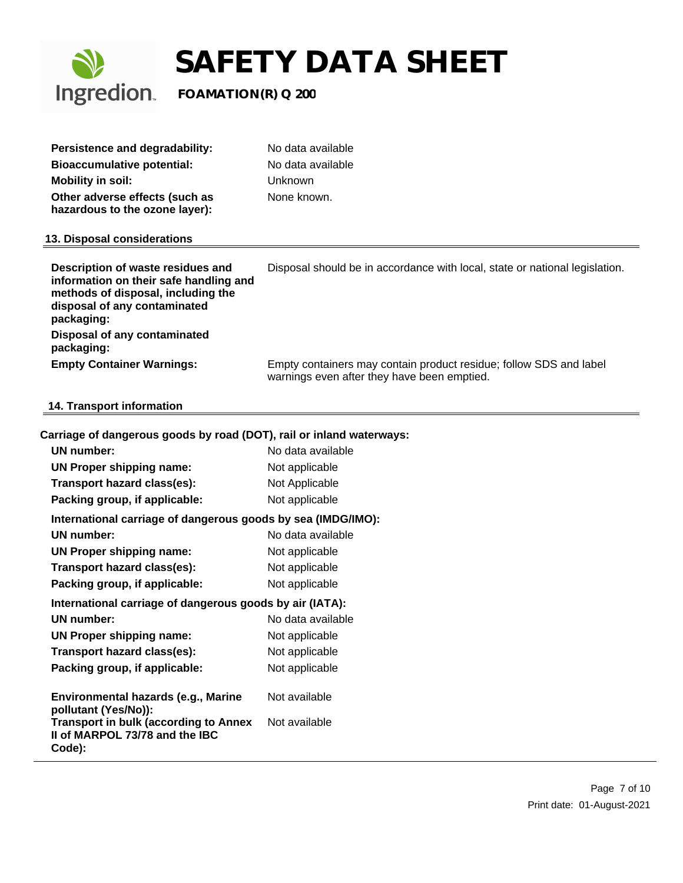| | |
|---|---|
| **Persistence and degradability:** | No data available |
| **Bioaccumulative potential:** | No data available |
| **Mobility in soil:** | Unknown |
| **Other adverse effects (such as hazardous to the ozone layer):** | None known. |

## 13. Disposal considerations

| | |
|---|---|
| **Description of waste residues and information on their safe handling and methods of disposal, including the disposal of any contaminated packaging:** | Disposal should be in accordance with local, state or national legislation. |
| **Disposal of any contaminated packaging:** | |
| **Empty Container Warnings:** | Empty containers may contain product residue; follow SDS and label warnings even after they have been emptied. |

## 14. Transport information

**Carriage of dangerous goods by road (DOT), rail or inland waterways:**

| | |
|---|---|
| **UN number:** | No data available |
| **UN Proper shipping name:** | Not applicable |
| **Transport hazard class(es):** | Not Applicable |
| **Packing group, if applicable:** | Not applicable |

**International carriage of dangerous goods by sea (IMDG/IMO):**

| | |
|---|---|
| **UN number:** | No data available |
| **UN Proper shipping name:** | Not applicable |
| **Transport hazard class(es):** | Not applicable |
| **Packing group, if applicable:** | Not applicable |

**International carriage of dangerous goods by air (IATA):**

| | |
|---|---|
| **UN number:** | No data available |
| **UN Proper shipping name:** | Not applicable |
| **Transport hazard class(es):** | Not applicable |
| **Packing group, if applicable:** | Not applicable |

| | |
|---|---|
| **Environmental hazards (e.g., Marine pollutant (Yes/No)):** | Not available |
| **Transport in bulk (according to Annex II of MARPOL 73/78 and the IBC Code):** | Not available |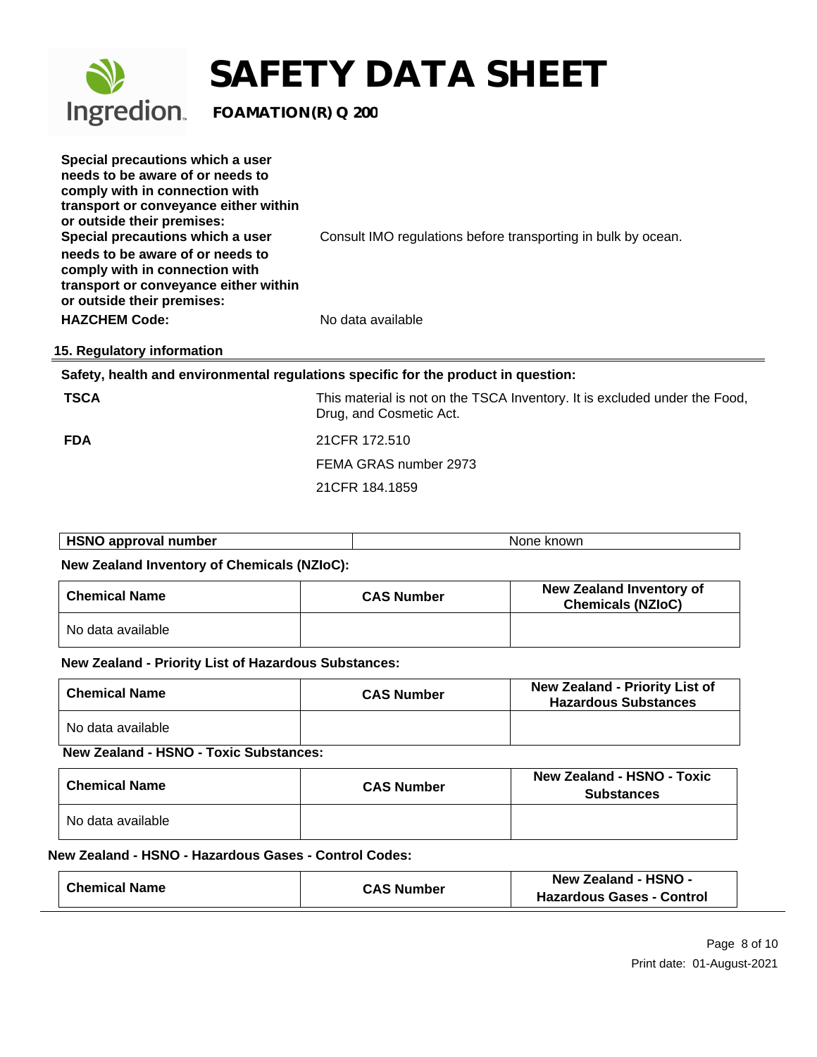**Special precautions which a user needs to be aware of or needs to comply with in connection with transport or conveyance either within or outside their premises:**

**Special precautions which a user needs to be aware of or needs to comply with in connection with transport or conveyance either within or outside their premises:** Consult IMO regulations before transporting in bulk by ocean.

**HAZCHEM Code:** No data available

## 15. Regulatory information

**Safety, health and environmental regulations specific for the product in question:**

**TSCA** This material is not on the TSCA Inventory. It is excluded under the Food, Drug, and Cosmetic Act.

**FDA** 21CFR 172.510

FEMA GRAS number 2973

21CFR 184.1859

| HSNO approval number | None known |
|---|---|

**New Zealand Inventory of Chemicals (NZIoC):**

| Chemical Name | CAS Number | New Zealand Inventory of Chemicals (NZIoC) |
|---|---|---|
| No data available | | |

**New Zealand - Priority List of Hazardous Substances:**

| Chemical Name | CAS Number | New Zealand - Priority List of Hazardous Substances |
|---|---|---|
| No data available | | |

**New Zealand - HSNO - Toxic Substances:**

| Chemical Name | CAS Number | New Zealand - HSNO - Toxic Substances |
|---|---|---|
| No data available | | |

**New Zealand - HSNO - Hazardous Gases - Control Codes:**

| Chemical Name | CAS Number | New Zealand - HSNO - Hazardous Gases - Control |
|---|---|---|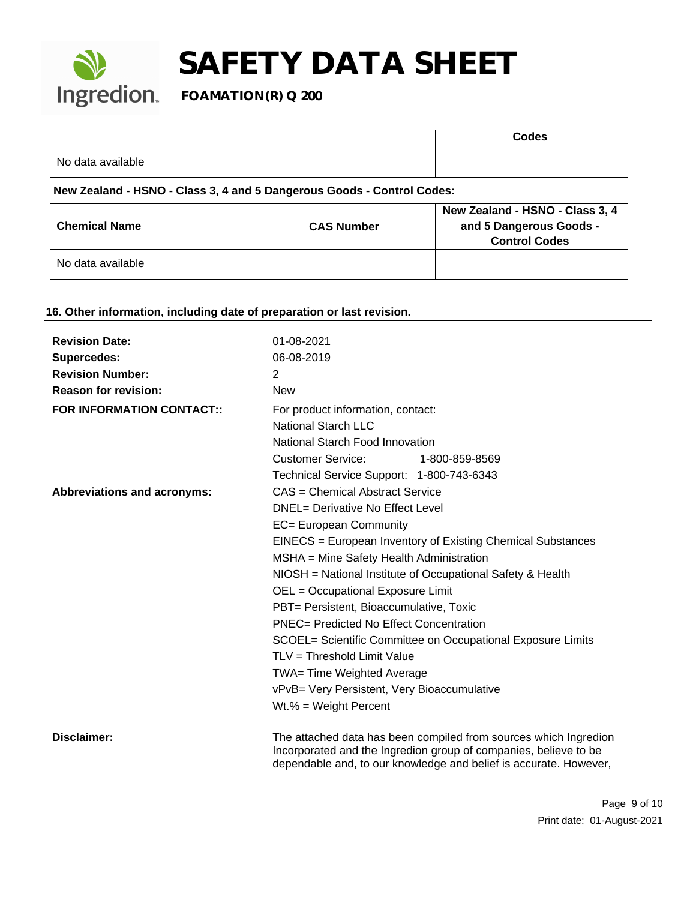| | | Codes |
|---|---|---|
| No data available | | |

**New Zealand - HSNO - Class 3, 4 and 5 Dangerous Goods - Control Codes:**

| Chemical Name | CAS Number | New Zealand - HSNO - Class 3, 4 and 5 Dangerous Goods - Control Codes |
|---|---|---|
| No data available | | |

## 16. Other information, including date of preparation or last revision.

**Revision Date:** 01-08-2021
**Supercedes:** 06-08-2019
**Revision Number:** 2
**Reason for revision:** New

**FOR INFORMATION CONTACT::**
For product information, contact:
National Starch LLC
National Starch Food Innovation
Customer Service: 1-800-859-8569
Technical Service Support: 1-800-743-6343

**Abbreviations and acronyms:**
CAS = Chemical Abstract Service
DNEL= Derivative No Effect Level
EC= European Community
EINECS = European Inventory of Existing Chemical Substances
MSHA = Mine Safety Health Administration
NIOSH = National Institute of Occupational Safety & Health
OEL = Occupational Exposure Limit
PBT= Persistent, Bioaccumulative, Toxic
PNEC= Predicted No Effect Concentration
SCOEL= Scientific Committee on Occupational Exposure Limits
TLV = Threshold Limit Value
TWA= Time Weighted Average
vPvB= Very Persistent, Very Bioaccumulative
Wt.% = Weight Percent

**Disclaimer:**
The attached data has been compiled from sources which Ingredion Incorporated and the Ingredion group of companies, believe to be dependable and, to our knowledge and belief is accurate. However,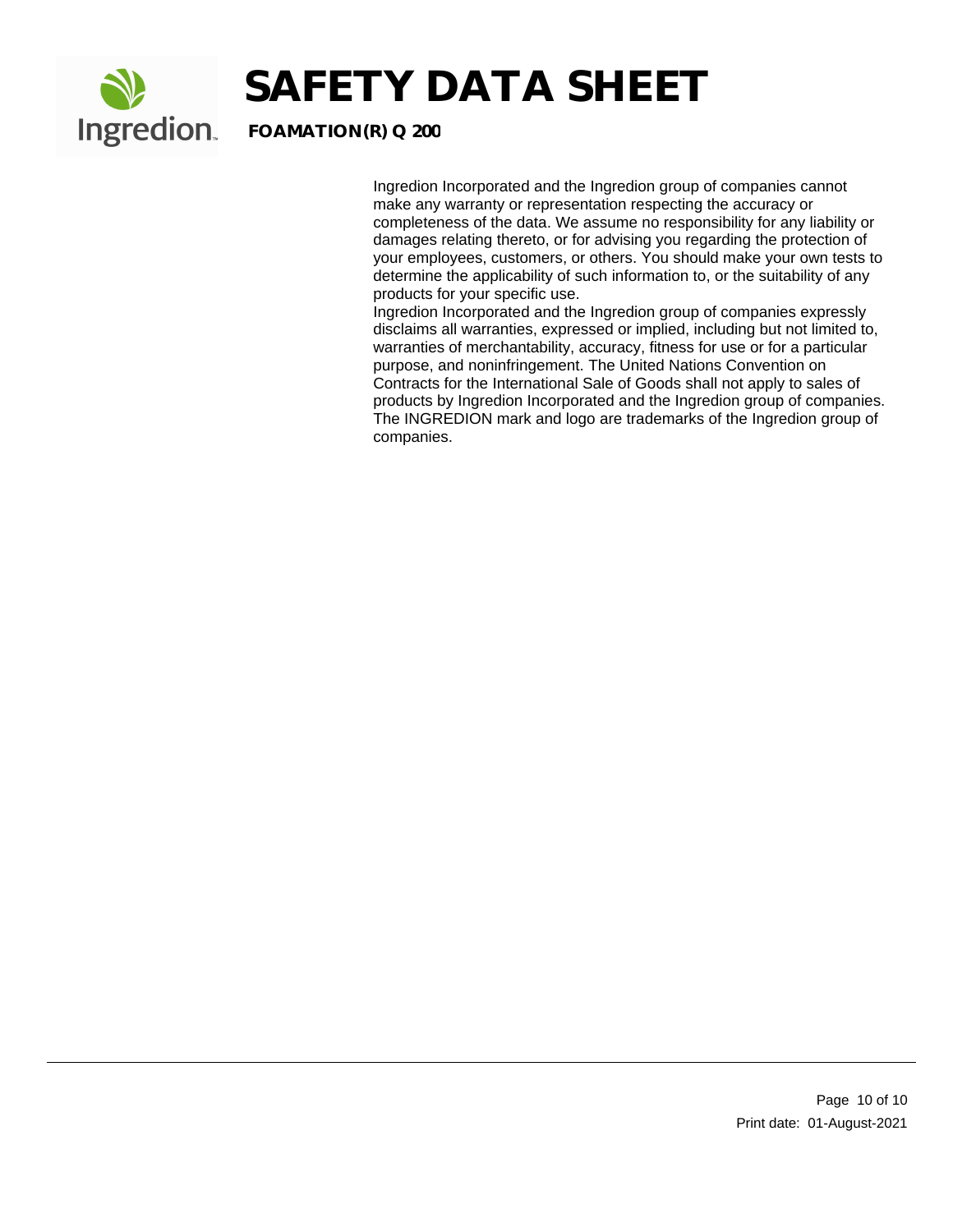Ingredion Incorporated and the Ingredion group of companies cannot make any warranty or representation respecting the accuracy or completeness of the data. We assume no responsibility for any liability or damages relating thereto, or for advising you regarding the protection of your employees, customers, or others. You should make your own tests to determine the applicability of such information to, or the suitability of any products for your specific use.
Ingredion Incorporated and the Ingredion group of companies expressly disclaims all warranties, expressed or implied, including but not limited to, warranties of merchantability, accuracy, fitness for use or for a particular purpose, and noninfringement. The United Nations Convention on Contracts for the International Sale of Goods shall not apply to sales of products by Ingredion Incorporated and the Ingredion group of companies. The INGREDION mark and logo are trademarks of the Ingredion group of companies.